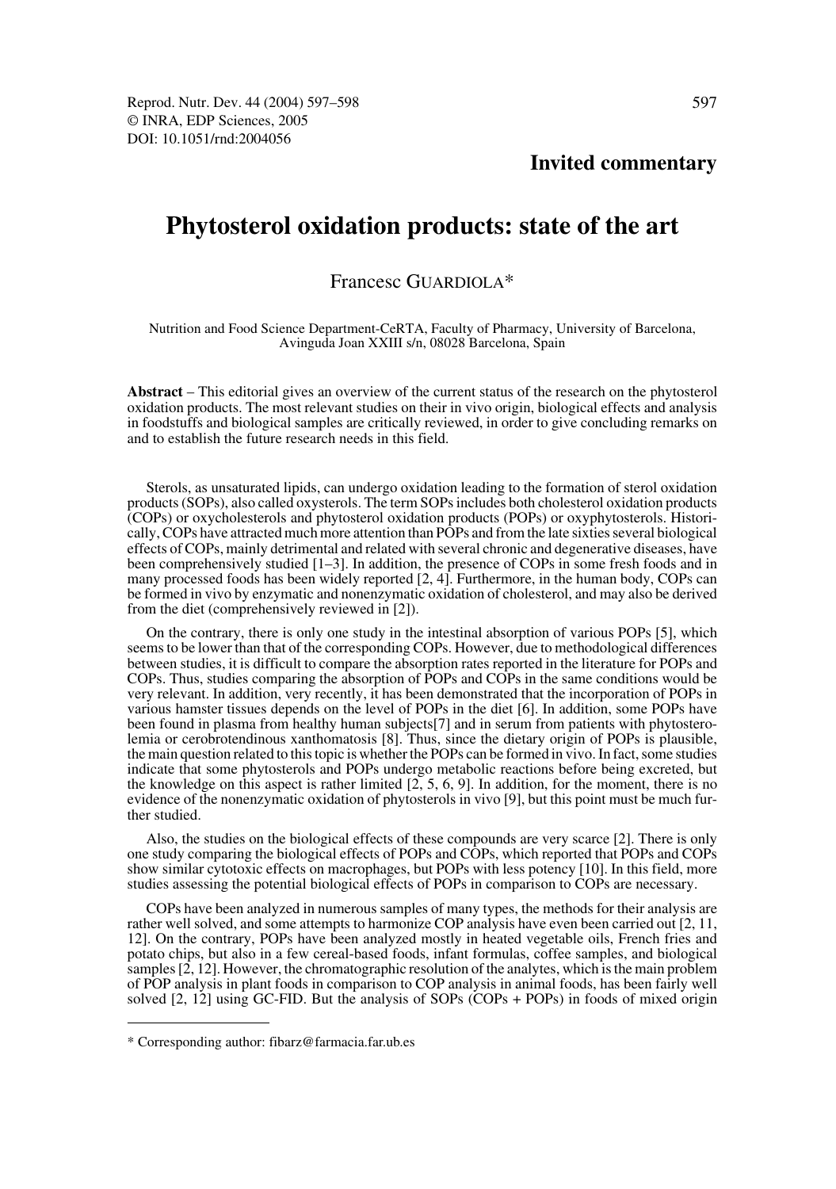Invited commentary

# Phytosterol oxidation products: state of the art

Francesc GUARDIOLA*

Nutrition and Food Science Department-CeRTA, Faculty of Pharmacy, University of Barcelona, Avinguda Joan XXIII s/n, 08028 Barcelona, Spain

**Abstract** – This editorial gives an overview of the current status of the research on the phytosterol oxidation products. The most relevant studies on their in vivo origin, biological effects and analysis in foodstuffs and biological samples are critically reviewed, in order to give concluding remarks on and to establish the future research needs in this field.

Sterols, as unsaturated lipids, can undergo oxidation leading to the formation of sterol oxidation products (SOPs), also called oxysterols. The term SOPs includes both cholesterol oxidation products (COPs) or oxycholesterols and phytosterol oxidation products (POPs) or oxyphytosterols. Historically, COPs have attracted much more attention than POPs and from the late sixties several biological effects of COPs, mainly detrimental and related with several chronic and degenerative diseases, have been comprehensively studied [1–3]. In addition, the presence of COPs in some fresh foods and in many processed foods has been widely reported [2, 4]. Furthermore, in the human body, COPs can be formed in vivo by enzymatic and nonenzymatic oxidation of cholesterol, and may also be derived from the diet (comprehensively reviewed in [2]).

On the contrary, there is only one study in the intestinal absorption of various POPs [5], which seems to be lower than that of the corresponding COPs. However, due to methodological differences between studies, it is difficult to compare the absorption rates reported in the literature for POPs and COPs. Thus, studies comparing the absorption of POPs and COPs in the same conditions would be very relevant. In addition, very recently, it has been demonstrated that the incorporation of POPs in various hamster tissues depends on the level of POPs in the diet [6]. In addition, some POPs have been found in plasma from healthy human subjects[7] and in serum from patients with phytosterolemia or cerebrotendinous xanthomatosis [8]. Thus, since the dietary origin of POPs is plausible, the main question related to this topic is whether the POPs can be formed in vivo. In fact, some studies indicate that some phytosterols and POPs undergo metabolic reactions before being excreted, but the knowledge on this aspect is rather limited [2, 5, 6, 9]. In addition, for the moment, there is no evidence of the nonenzymatic oxidation of phytosterols in vivo [9], but this point must be much further studied.

Also, the studies on the biological effects of these compounds are very scarce [2]. There is only one study comparing the biological effects of POPs and COPs, which reported that POPs and COPs show similar cytotoxic effects on macrophages, but POPs with less potency [10]. In this field, more studies assessing the potential biological effects of POPs in comparison to COPs are necessary.

COPs have been analyzed in numerous samples of many types, the methods for their analysis are rather well solved, and some attempts to harmonize COP analysis have even been carried out [2, 11, 12]. On the contrary, POPs have been analyzed mostly in heated vegetable oils, French fries and potato chips, but also in a few cereal-based foods, infant formulas, coffee samples, and biological samples [2, 12]. However, the chromatographic resolution of the analytes, which is the main problem of POP analysis in plant foods in comparison to COP analysis in animal foods, has been fairly well solved [2, 12] using GC-FID. But the analysis of SOPs (COPs + POPs) in foods of mixed origin

* Corresponding author: fibarz@farmacia.far.ub.es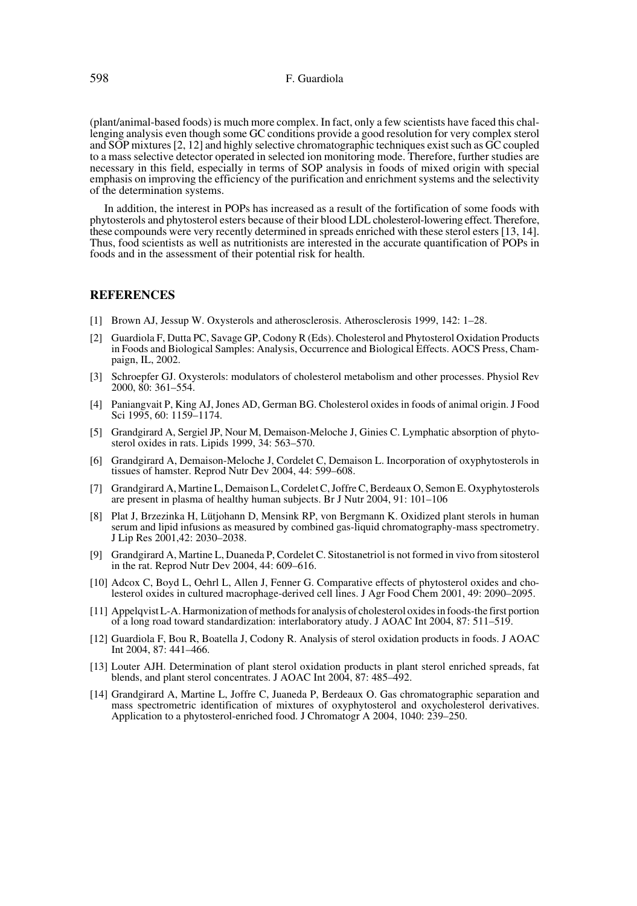(plant/animal-based foods) is much more complex. In fact, only a few scientists have faced this challenging analysis even though some GC conditions provide a good resolution for very complex sterol and SOP mixtures [2, 12] and highly selective chromatographic techniques exist such as GC coupled to a mass selective detector operated in selected ion monitoring mode. Therefore, further studies are necessary in this field, especially in terms of SOP analysis in foods of mixed origin with special emphasis on improving the efficiency of the purification and enrichment systems and the selectivity of the determination systems.

In addition, the interest in POPs has increased as a result of the fortification of some foods with phytosterols and phytosterol esters because of their blood LDL cholesterol-lowering effect. Therefore, these compounds were very recently determined in spreads enriched with these sterol esters [13, 14]. Thus, food scientists as well as nutritionists are interested in the accurate quantification of POPs in foods and in the assessment of their potential risk for health.

## REFERENCES

[1] Brown AJ, Jessup W. Oxysterols and atherosclerosis. Atherosclerosis 1999, 142: 1–28.

[2] Guardiola F, Dutta PC, Savage GP, Codony R (Eds). Cholesterol and Phytosterol Oxidation Products in Foods and Biological Samples: Analysis, Occurrence and Biological Effects. AOCS Press, Champaign, IL, 2002.

[3] Schroepfer GJ. Oxysterols: modulators of cholesterol metabolism and other processes. Physiol Rev 2000, 80: 361–554.

[4] Paniangvait P, King AJ, Jones AD, German BG. Cholesterol oxides in foods of animal origin. J Food Sci 1995, 60: 1159–1174.

[5] Grandgirard A, Sergiel JP, Nour M, Demaison-Meloche J, Ginies C. Lymphatic absorption of phytosterol oxides in rats. Lipids 1999, 34: 563–570.

[6] Grandgirard A, Demaison-Meloche J, Cordelet C, Demaison L. Incorporation of oxyphytosterols in tissues of hamster. Reprod Nutr Dev 2004, 44: 599–608.

[7] Grandgirard A, Martine L, Demaison L, Cordelet C, Joffre C, Berdeaux O, Semon E. Oxyphytosterols are present in plasma of healthy human subjects. Br J Nutr 2004, 91: 101–106

[8] Plat J, Brzezinka H, Lütjohann D, Mensink RP, von Bergmann K. Oxidized plant sterols in human serum and lipid infusions as measured by combined gas-liquid chromatography-mass spectrometry. J Lip Res 2001,42: 2030–2038.

[9] Grandgirard A, Martine L, Duaneda P, Cordelet C. Sitostanetriol is not formed in vivo from sitosterol in the rat. Reprod Nutr Dev 2004, 44: 609–616.

[10] Adcox C, Boyd L, Oehrl L, Allen J, Fenner G. Comparative effects of phytosterol oxides and cholesterol oxides in cultured macrophage-derived cell lines. J Agr Food Chem 2001, 49: 2090–2095.

[11] Appelqvist L-A. Harmonization of methods for analysis of cholesterol oxides in foods-the first portion of a long road toward standardization: interlaboratory atudy. J AOAC Int 2004, 87: 511–519.

[12] Guardiola F, Bou R, Boatella J, Codony R. Analysis of sterol oxidation products in foods. J AOAC Int 2004, 87: 441–466.

[13] Louter AJH. Determination of plant sterol oxidation products in plant sterol enriched spreads, fat blends, and plant sterol concentrates. J AOAC Int 2004, 87: 485–492.

[14] Grandgirard A, Martine L, Joffre C, Juaneda P, Berdeaux O. Gas chromatographic separation and mass spectrometric identification of mixtures of oxyphytosterol and oxycholesterol derivatives. Application to a phytosterol-enriched food. J Chromatogr A 2004, 1040: 239–250.